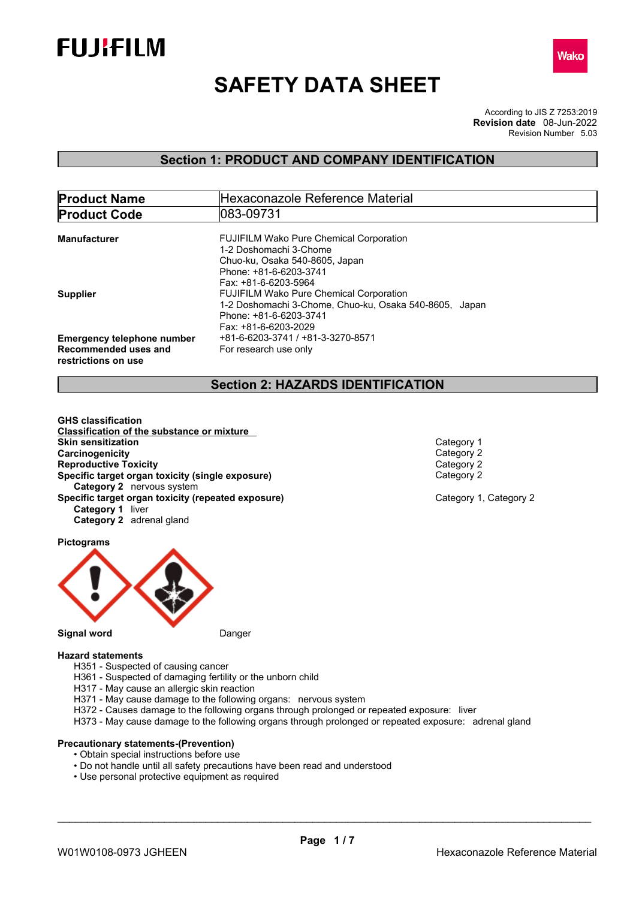FUJIFILM

Wako

# SAFETY DATA SHEET

According to JIS Z 7253:2019
**Revision date** 08-Jun-2022
Revision Number 5.03

## Section 1: PRODUCT AND COMPANY IDENTIFICATION

| **Product Name** | Hexaconazole Reference Material |
|---|---|
| **Product Code** | 083-09731 |

**Manufacturer**
FUJIFILM Wako Pure Chemical Corporation
1-2 Doshomachi 3-Chome
Chuo-ku, Osaka 540-8605, Japan
Phone: +81-6-6203-3741
Fax: +81-6-6203-5964

**Supplier**
FUJIFILM Wako Pure Chemical Corporation
1-2 Doshomachi 3-Chome, Chuo-ku, Osaka 540-8605, Japan
Phone: +81-6-6203-3741
Fax: +81-6-6203-2029

**Emergency telephone number** +81-6-6203-3741 / +81-3-3270-8571

**Recommended uses and restrictions on use** For research use only

## Section 2: HAZARDS IDENTIFICATION

**GHS classification**

**Classification of the substance or mixture**

| | |
|---|---|
| **Skin sensitization** | Category 1 |
| **Carcinogenicity** | Category 2 |
| **Reproductive Toxicity** | Category 2 |
| **Specific target organ toxicity (single exposure)** | Category 2 |
| **Category 2** nervous system | |
| **Specific target organ toxicity (repeated exposure)** | Category 1, Category 2 |
| **Category 1** liver | |
| **Category 2** adrenal gland | |

**Pictograms**

**Signal word** Danger

**Hazard statements**

H351 - Suspected of causing cancer
H361 - Suspected of damaging fertility or the unborn child
H317 - May cause an allergic skin reaction
H371 - May cause damage to the following organs: nervous system
H372 - Causes damage to the following organs through prolonged or repeated exposure: liver
H373 - May cause damage to the following organs through prolonged or repeated exposure: adrenal gland

**Precautionary statements-(Prevention)**

- Obtain special instructions before use
- Do not handle until all safety precautions have been read and understood
- Use personal protective equipment as required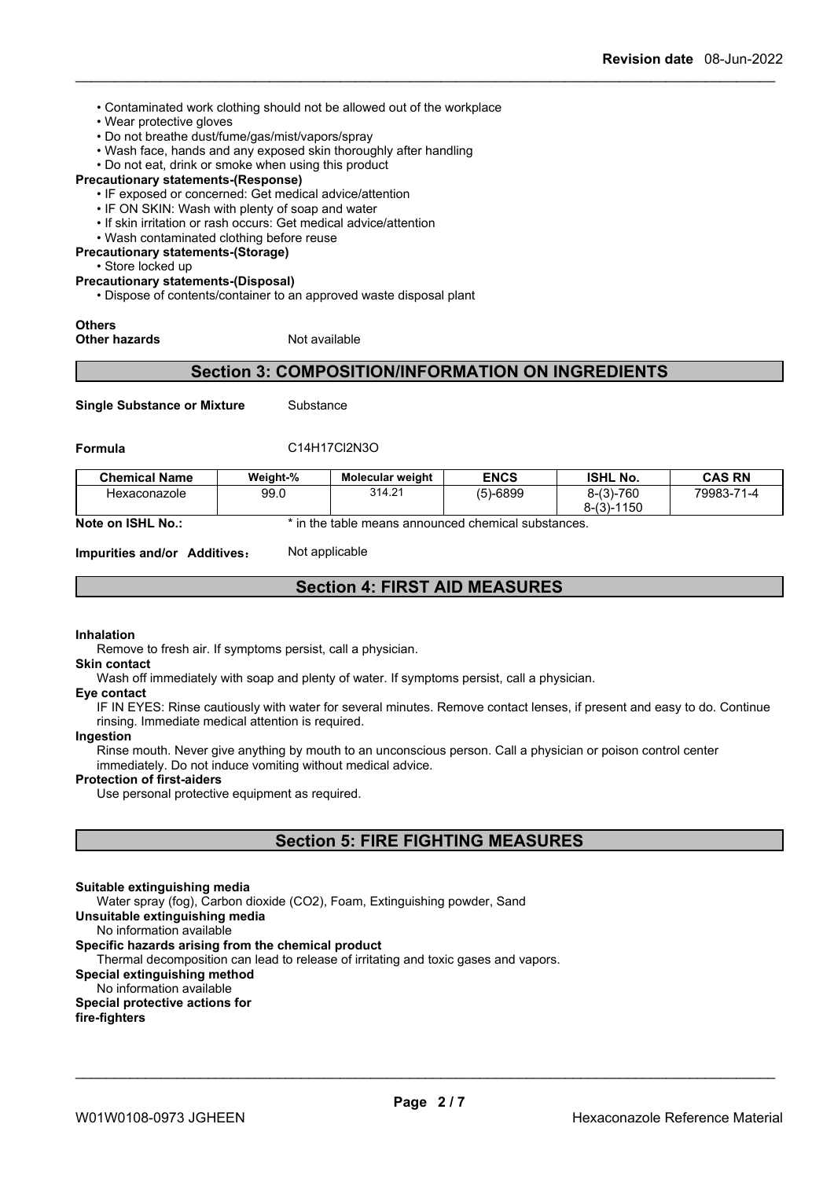- Contaminated work clothing should not be allowed out of the workplace
- Wear protective gloves
- Do not breathe dust/fume/gas/mist/vapors/spray
- Wash face, hands and any exposed skin thoroughly after handling
- Do not eat, drink or smoke when using this product

**Precautionary statements-(Response)**

- IF exposed or concerned: Get medical advice/attention
- IF ON SKIN: Wash with plenty of soap and water
- If skin irritation or rash occurs: Get medical advice/attention
- Wash contaminated clothing before reuse

**Precautionary statements-(Storage)**

- Store locked up

**Precautionary statements-(Disposal)**

- Dispose of contents/container to an approved waste disposal plant

**Others**

**Other hazards** Not available

## Section 3: COMPOSITION/INFORMATION ON INGREDIENTS

**Single Substance or Mixture** Substance

**Formula** C14H17Cl2N3O

| Chemical Name | Weight-% | Molecular weight | ENCS | ISHL No. | CAS RN |
|---|---|---|---|---|---|
| Hexaconazole | 99.0 | 314.21 | (5)-6899 | 8-(3)-760<br>8-(3)-1150 | 79983-71-4 |

**Note on ISHL No.:** * in the table means announced chemical substances.

**Impurities and/or Additives:** Not applicable

## Section 4: FIRST AID MEASURES

**Inhalation**

Remove to fresh air. If symptoms persist, call a physician.

**Skin contact**

Wash off immediately with soap and plenty of water. If symptoms persist, call a physician.

**Eye contact**

IF IN EYES: Rinse cautiously with water for several minutes. Remove contact lenses, if present and easy to do. Continue rinsing. Immediate medical attention is required.

**Ingestion**

Rinse mouth. Never give anything by mouth to an unconscious person. Call a physician or poison control center immediately. Do not induce vomiting without medical advice.

**Protection of first-aiders**

Use personal protective equipment as required.

## Section 5: FIRE FIGHTING MEASURES

**Suitable extinguishing media**

Water spray (fog), Carbon dioxide (CO2), Foam, Extinguishing powder, Sand

**Unsuitable extinguishing media**

No information available

**Specific hazards arising from the chemical product**

Thermal decomposition can lead to release of irritating and toxic gases and vapors.

**Special extinguishing method**

No information available

**Special protective actions for fire-fighters**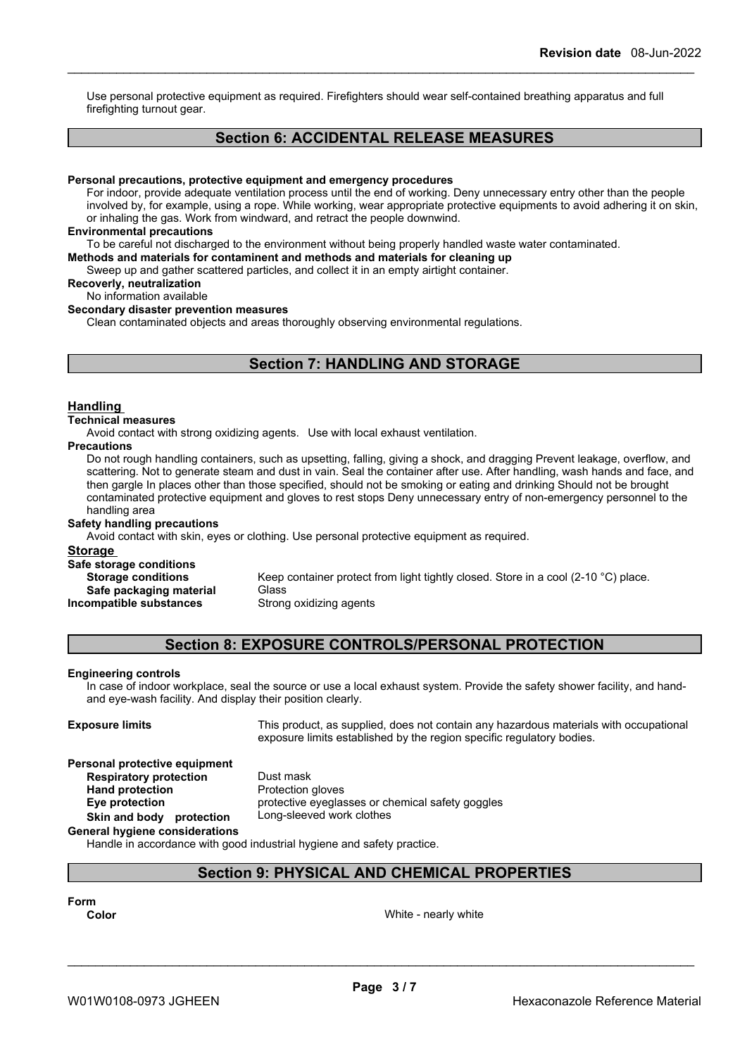Use personal protective equipment as required. Firefighters should wear self-contained breathing apparatus and full firefighting turnout gear.

## Section 6: ACCIDENTAL RELEASE MEASURES

**Personal precautions, protective equipment and emergency procedures**

For indoor, provide adequate ventilation process until the end of working. Deny unnecessary entry other than the people involved by, for example, using a rope. While working, wear appropriate protective equipments to avoid adhering it on skin, or inhaling the gas. Work from windward, and retract the people downwind.

**Environmental precautions**

To be careful not discharged to the environment without being properly handled waste water contaminated.

**Methods and materials for contaminent and methods and materials for cleaning up**

Sweep up and gather scattered particles, and collect it in an empty airtight container.

**Recoverly, neutralization**

No information available

**Secondary disaster prevention measures**

Clean contaminated objects and areas thoroughly observing environmental regulations.

## Section 7: HANDLING AND STORAGE

**Handling**

**Technical measures**

Avoid contact with strong oxidizing agents. Use with local exhaust ventilation.

**Precautions**

Do not rough handling containers, such as upsetting, falling, giving a shock, and dragging Prevent leakage, overflow, and scattering. Not to generate steam and dust in vain. Seal the container after use. After handling, wash hands and face, and then gargle In places other than those specified, should not be smoking or eating and drinking Should not be brought contaminated protective equipment and gloves to rest stops Deny unnecessary entry of non-emergency personnel to the handling area

**Safety handling precautions**

Avoid contact with skin, eyes or clothing. Use personal protective equipment as required.

**Storage**

**Safe storage conditions**

**Storage conditions** Keep container protect from light tightly closed. Store in a cool (2-10 °C) place.

**Safe packaging material** Glass

**Incompatible substances** Strong oxidizing agents

## Section 8: EXPOSURE CONTROLS/PERSONAL PROTECTION

**Engineering controls**

In case of indoor workplace, seal the source or use a local exhaust system. Provide the safety shower facility, and hand- and eye-wash facility. And display their position clearly.

**Exposure limits** This product, as supplied, does not contain any hazardous materials with occupational exposure limits established by the region specific regulatory bodies.

**Personal protective equipment**

**Respiratory protection** Dust mask

**Hand protection** Protection gloves

**Eye protection** protective eyeglasses or chemical safety goggles

**Skin and body protection** Long-sleeved work clothes

**General hygiene considerations**

Handle in accordance with good industrial hygiene and safety practice.

## Section 9: PHYSICAL AND CHEMICAL PROPERTIES

**Form**

**Color** White - nearly white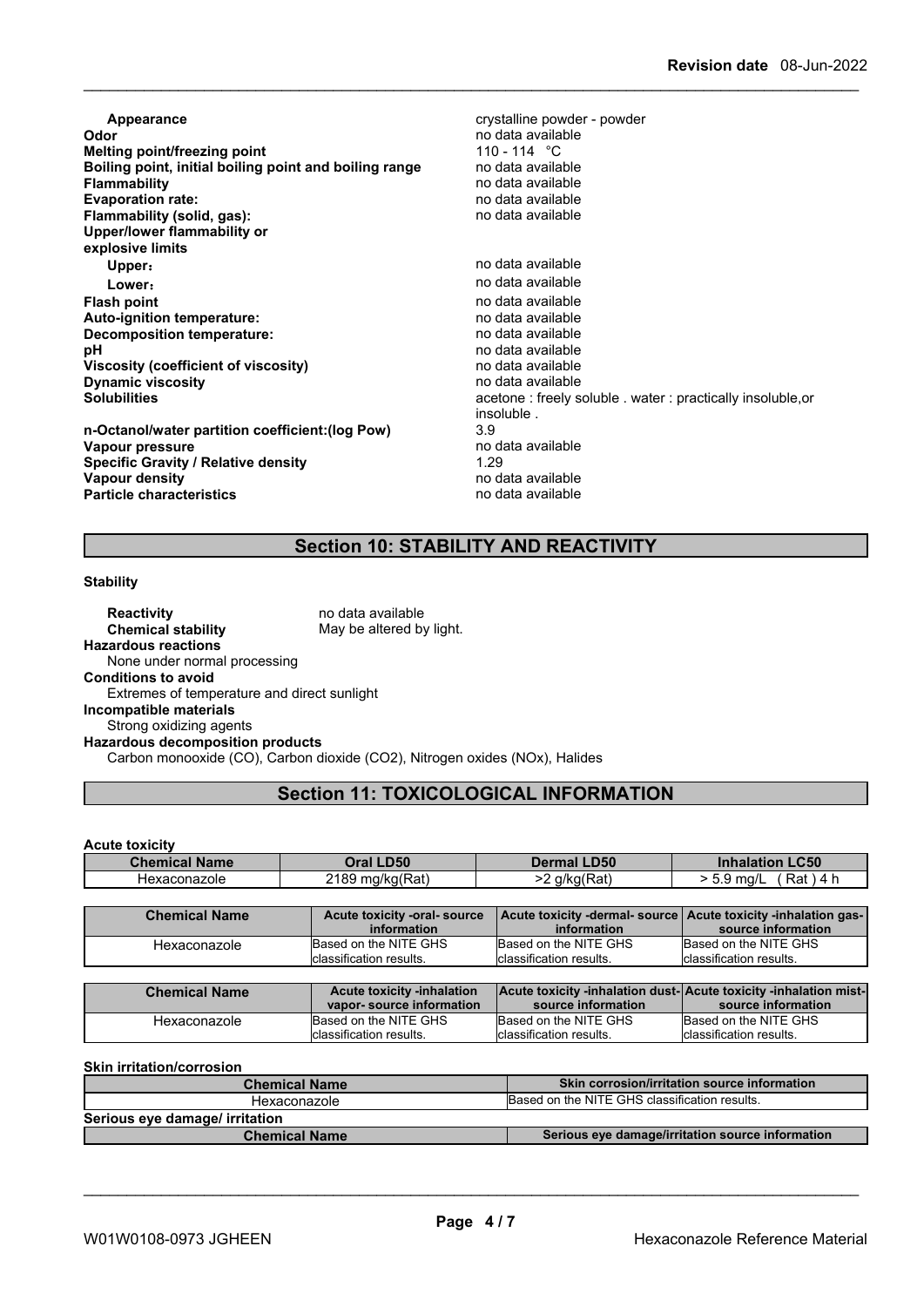| | |
|---|---|
| **Appearance** | crystalline powder - powder |
| **Odor** | no data available |
| **Melting point/freezing point** | 110 - 114 °C |
| **Boiling point, initial boiling point and boiling range** | no data available |
| **Flammability** | no data available |
| **Evaporation rate:** | no data available |
| **Flammability (solid, gas):** | no data available |
| **Upper/lower flammability or explosive limits** | |
| **Upper:** | no data available |
| **Lower:** | no data available |
| **Flash point** | no data available |
| **Auto-ignition temperature:** | no data available |
| **Decomposition temperature:** | no data available |
| **pH** | no data available |
| **Viscosity (coefficient of viscosity)** | no data available |
| **Dynamic viscosity** | no data available |
| **Solubilities** | acetone : freely soluble . water : practically insoluble,or insoluble . |
| **n-Octanol/water partition coefficient:(log Pow)** | 3.9 |
| **Vapour pressure** | no data available |
| **Specific Gravity / Relative density** | 1.29 |
| **Vapour density** | no data available |
| **Particle characteristics** | no data available |

## Section 10: STABILITY AND REACTIVITY

**Stability**

**Reactivity** no data available
**Chemical stability** May be altered by light.

**Hazardous reactions**
None under normal processing

**Conditions to avoid**
Extremes of temperature and direct sunlight

**Incompatible materials**
Strong oxidizing agents

**Hazardous decomposition products**
Carbon monooxide (CO), Carbon dioxide ($CO_2$), Nitrogen oxides (NOx), Halides

## Section 11: TOXICOLOGICAL INFORMATION

**Acute toxicity**

| Chemical Name | Oral LD50 | Dermal LD50 | Inhalation LC50 |
|---|---|---|---|
| Hexaconazole | 2189 mg/kg(Rat) | >2 g/kg(Rat) | > 5.9 mg/L ( Rat ) 4 h |

| Chemical Name | Acute toxicity -oral- source information | Acute toxicity -dermal- source information | Acute toxicity -inhalation gas- source information |
|---|---|---|---|
| Hexaconazole | Based on the NITE GHS classification results. | Based on the NITE GHS classification results. | Based on the NITE GHS classification results. |

| Chemical Name | Acute toxicity -inhalation vapor- source information | Acute toxicity -inhalation dust- source information | Acute toxicity -inhalation mist- source information |
|---|---|---|---|
| Hexaconazole | Based on the NITE GHS classification results. | Based on the NITE GHS classification results. | Based on the NITE GHS classification results. |

**Skin irritation/corrosion**

| Chemical Name | Skin corrosion/irritation source information |
|---|---|
| Hexaconazole | Based on the NITE GHS classification results. |

**Serious eye damage/ irritation**

| Chemical Name | Serious eye damage/irritation source information |
|---|---|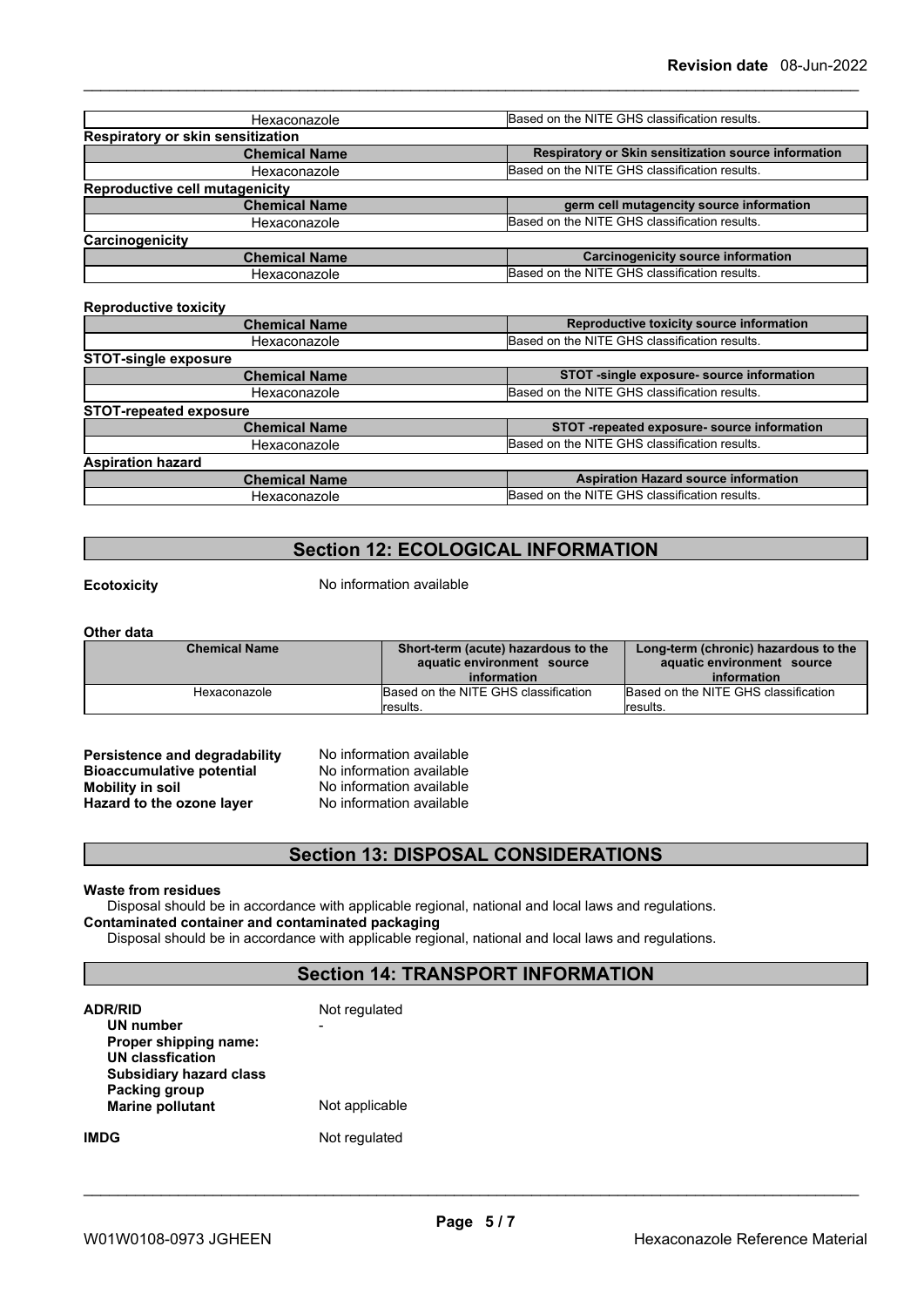| Hexaconazole | Based on the NITE GHS classification results. |
|---|---|

**Respiratory or skin sensitization**

| Chemical Name | Respiratory or Skin sensitization source information |
|---|---|
| Hexaconazole | Based on the NITE GHS classification results. |

**Reproductive cell mutagenicity**

| Chemical Name | germ cell mutagencity source information |
|---|---|
| Hexaconazole | Based on the NITE GHS classification results. |

**Carcinogenicity**

| Chemical Name | Carcinogenicity source information |
|---|---|
| Hexaconazole | Based on the NITE GHS classification results. |

**Reproductive toxicity**

| Chemical Name | Reproductive toxicity source information |
|---|---|
| Hexaconazole | Based on the NITE GHS classification results. |

**STOT-single exposure**

| Chemical Name | STOT -single exposure- source information |
|---|---|
| Hexaconazole | Based on the NITE GHS classification results. |

**STOT-repeated exposure**

| Chemical Name | STOT -repeated exposure- source information |
|---|---|
| Hexaconazole | Based on the NITE GHS classification results. |

**Aspiration hazard**

| Chemical Name | Aspiration Hazard source information |
|---|---|
| Hexaconazole | Based on the NITE GHS classification results. |

## Section 12: ECOLOGICAL INFORMATION

**Ecotoxicity** No information available

**Other data**

| Chemical Name | Short-term (acute) hazardous to the aquatic environment source information | Long-term (chronic) hazardous to the aquatic environment source information |
|---|---|---|
| Hexaconazole | Based on the NITE GHS classification results. | Based on the NITE GHS classification results. |

**Persistence and degradability** No information available
**Bioaccumulative potential** No information available
**Mobility in soil** No information available
**Hazard to the ozone layer** No information available

## Section 13: DISPOSAL CONSIDERATIONS

**Waste from residues**
Disposal should be in accordance with applicable regional, national and local laws and regulations.
**Contaminated container and contaminated packaging**
Disposal should be in accordance with applicable regional, national and local laws and regulations.

## Section 14: TRANSPORT INFORMATION

**ADR/RID** Not regulated
**UN number** -
**Proper shipping name:**
**UN classfication**
**Subsidiary hazard class**
**Packing group**
**Marine pollutant** Not applicable

**IMDG** Not regulated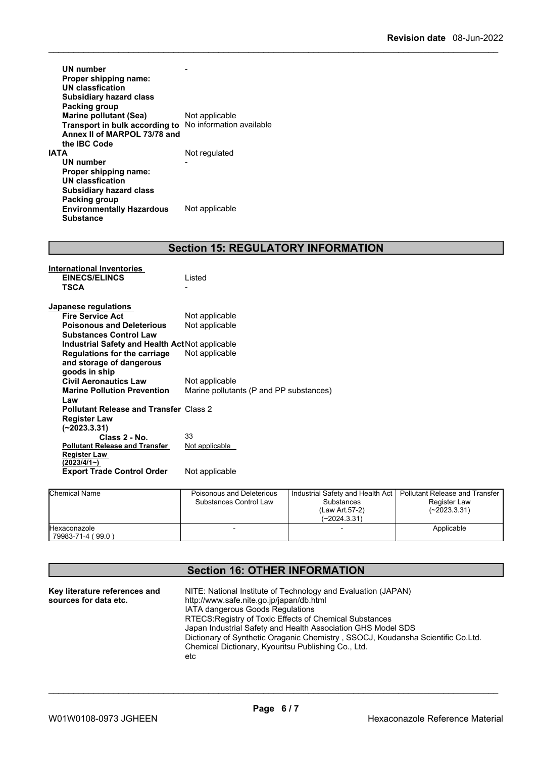| | |
|---|---|
| **UN number** | - |
| **Proper shipping name:** | |
| **UN classfication** | |
| **Subsidiary hazard class** | |
| **Packing group** | |
| **Marine pollutant (Sea)** | Not applicable |
| **Transport in bulk according to Annex II of MARPOL 73/78 and the IBC Code** | No information available |

| | |
|---|---|
| **IATA** | Not regulated |
| **UN number** | - |
| **Proper shipping name:** | |
| **UN classfication** | |
| **Subsidiary hazard class** | |
| **Packing group** | |
| **Environmentally Hazardous Substance** | Not applicable |

## Section 15: REGULATORY INFORMATION

**International Inventories**

| | |
|---|---|
| **EINECS/ELINCS** | Listed |
| **TSCA** | - |

**Japanese regulations**

| | |
|---|---|
| **Fire Service Act** | Not applicable |
| **Poisonous and Deleterious Substances Control Law** | Not applicable |
| **Industrial Safety and Health Act** | Not applicable |
| **Regulations for the carriage and storage of dangerous goods in ship** | Not applicable |
| **Civil Aeronautics Law** | Not applicable |
| **Marine Pollution Prevention Law** | Marine pollutants (P and PP substances) |
| **Pollutant Release and Transfer Register Law (~2023.3.31)** | Class 2 |
| **Class 2 - No.** | 33 |
| **Pollutant Release and Transfer Register Law (2023/4/1~)** | Not applicable |
| **Export Trade Control Order** | Not applicable |

| Chemical Name | Poisonous and Deleterious Substances Control Law | Industrial Safety and Health Act Substances (Law Art.57-2) (~2024.3.31) | Pollutant Release and Transfer Register Law (~2023.3.31) |
|---|---|---|---|
| Hexaconazole 79983-71-4 ( 99.0 ) | - | - | Applicable |

## Section 16: OTHER INFORMATION

**Key literature references and sources for data etc.**

NITE: National Institute of Technology and Evaluation (JAPAN)
http://www.safe.nite.go.jp/japan/db.html
IATA dangerous Goods Regulations
RTECS:Registry of Toxic Effects of Chemical Substances
Japan Industrial Safety and Health Association GHS Model SDS
Dictionary of Synthetic Oraganic Chemistry , SSOCJ, Koudansha Scientific Co.Ltd.
Chemical Dictionary, Kyouritsu Publishing Co., Ltd.
etc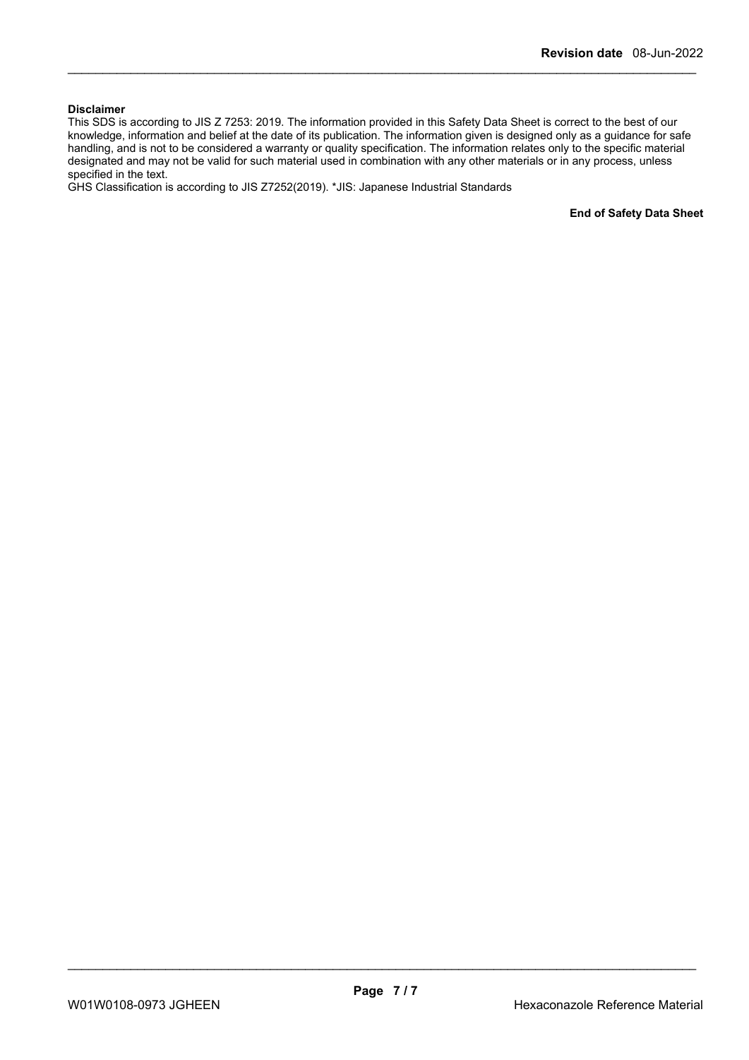**Disclaimer**

This SDS is according to JIS Z 7253: 2019. The information provided in this Safety Data Sheet is correct to the best of our knowledge, information and belief at the date of its publication. The information given is designed only as a guidance for safe handling, and is not to be considered a warranty or quality specification. The information relates only to the specific material designated and may not be valid for such material used in combination with any other materials or in any process, unless specified in the text.

GHS Classification is according to JIS Z7252(2019). *JIS: Japanese Industrial Standards

**End of Safety Data Sheet**